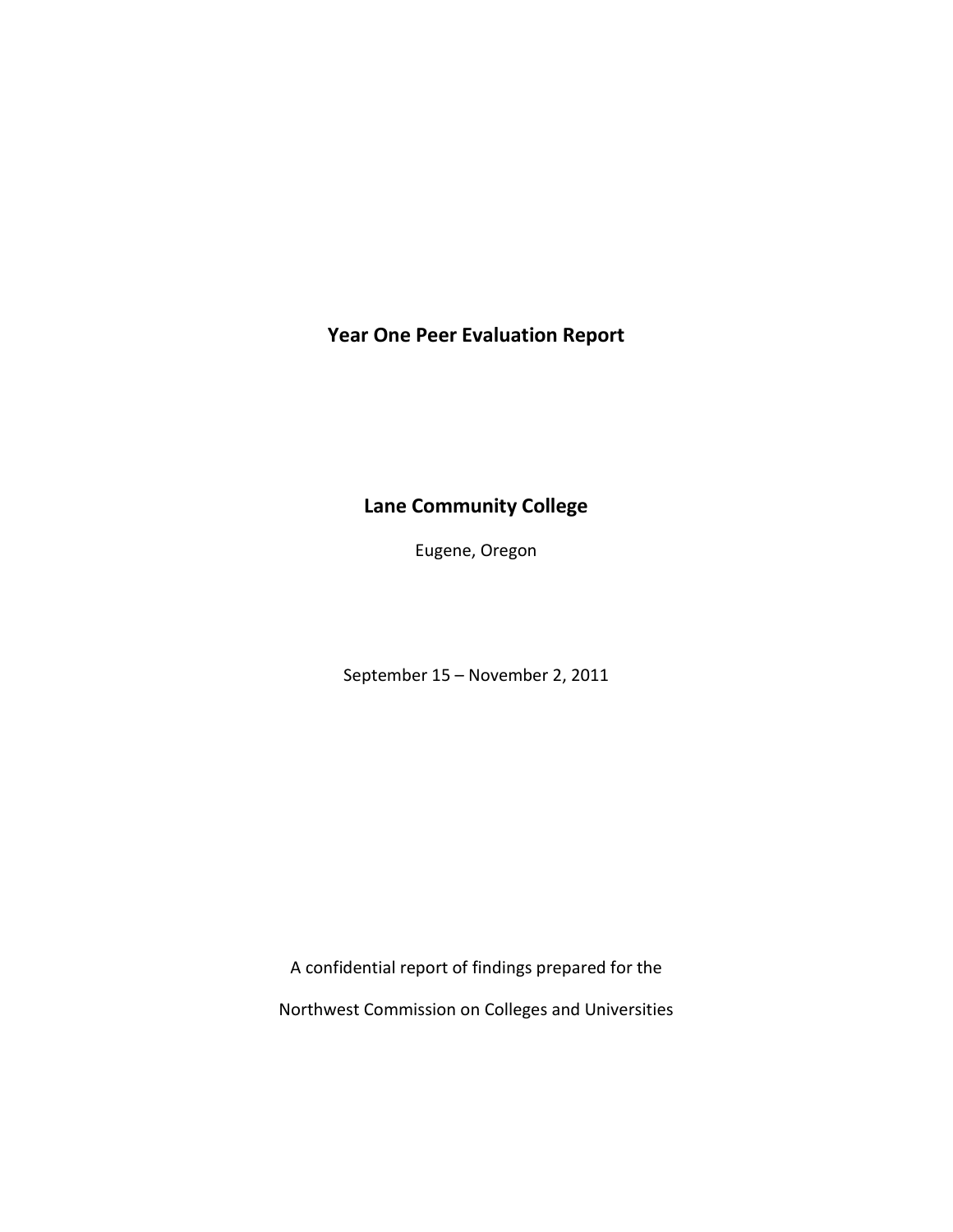# Year One Peer Evaluation Report

## Lane Community College

Eugene, Oregon

September 15 – November 2, 2011

A confidential report of findings prepared for the

Northwest Commission on Colleges and Universities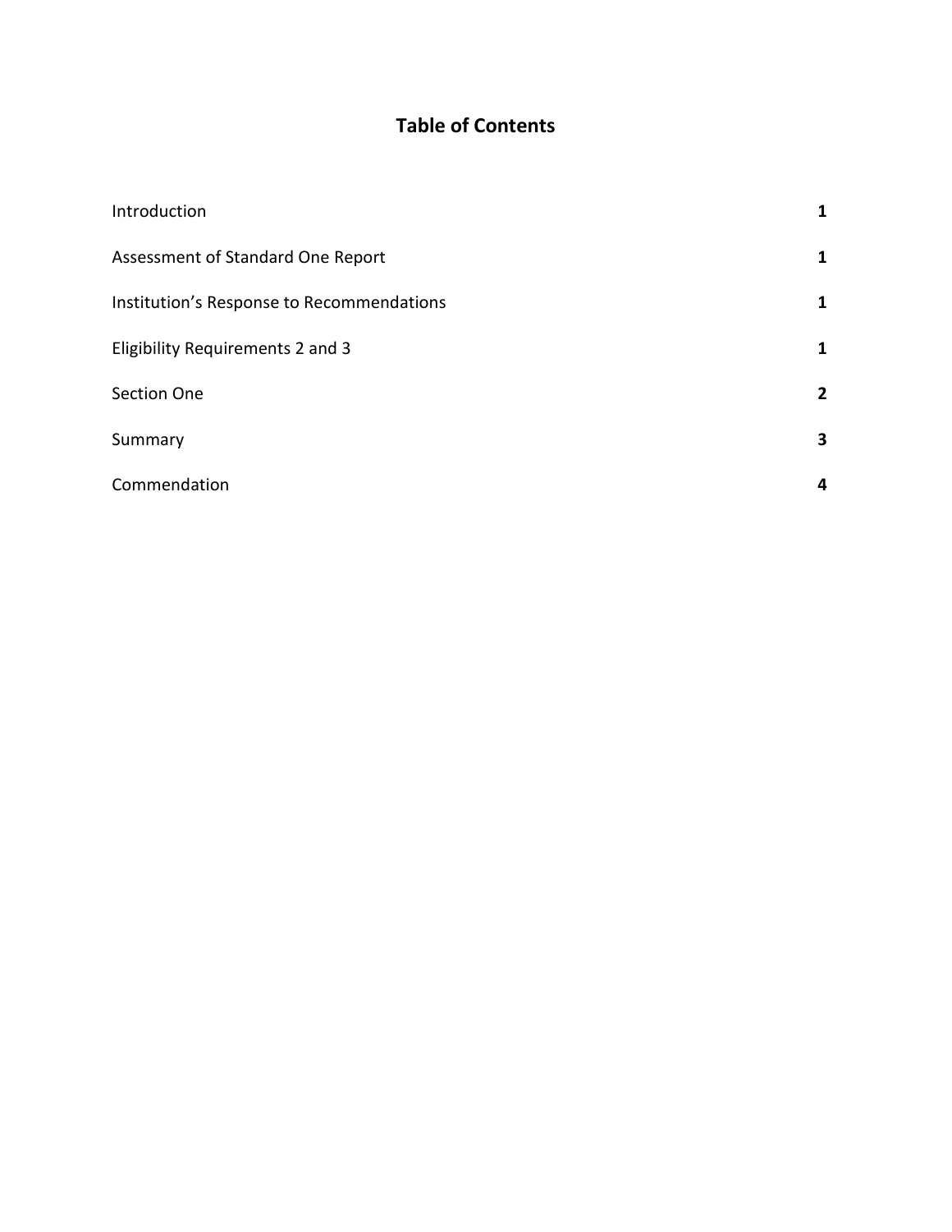# Table of Contents

| | |
|---|---|
| Introduction | **1** |
| Assessment of Standard One Report | **1** |
| Institution's Response to Recommendations | **1** |
| Eligibility Requirements 2 and 3 | **1** |
| Section One | **2** |
| Summary | **3** |
| Commendation | **4** |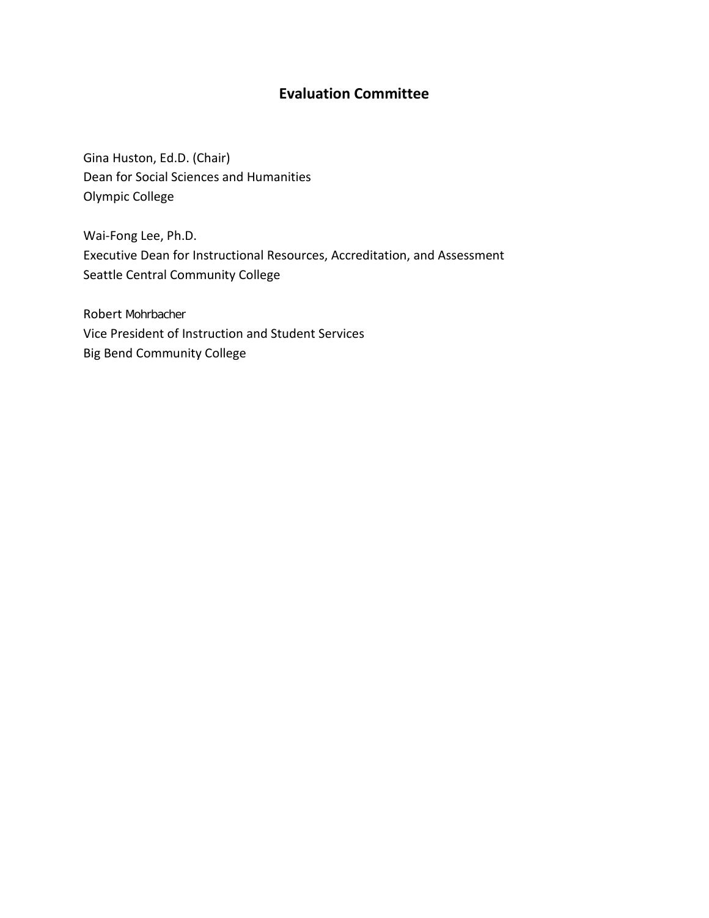## Evaluation Committee

Gina Huston, Ed.D. (Chair)
Dean for Social Sciences and Humanities
Olympic College

Wai-Fong Lee, Ph.D.
Executive Dean for Instructional Resources, Accreditation, and Assessment
Seattle Central Community College

Robert Mohrbacher
Vice President of Instruction and Student Services
Big Bend Community College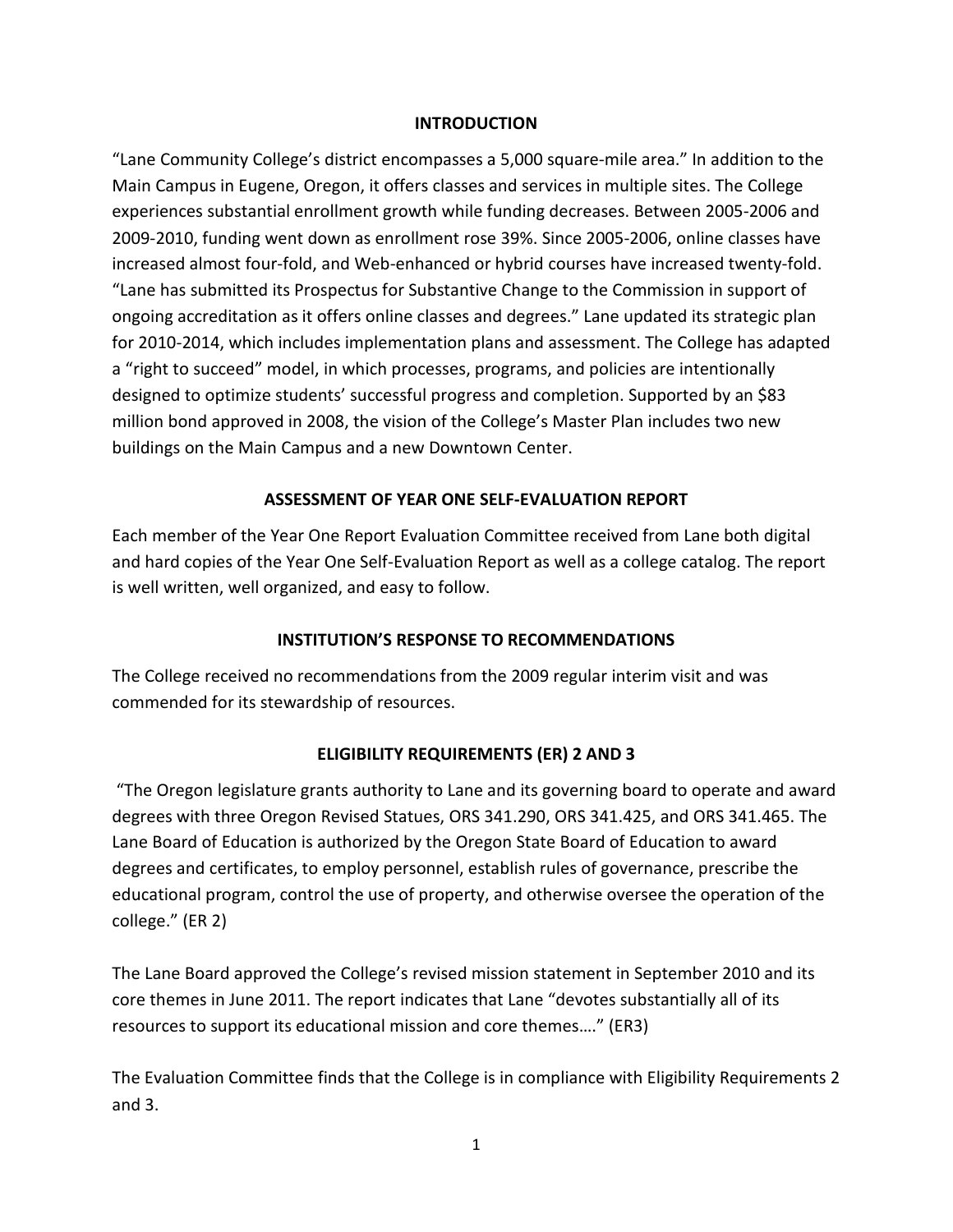## INTRODUCTION

"Lane Community College's district encompasses a 5,000 square-mile area." In addition to the Main Campus in Eugene, Oregon, it offers classes and services in multiple sites. The College experiences substantial enrollment growth while funding decreases. Between 2005-2006 and 2009-2010, funding went down as enrollment rose 39%. Since 2005-2006, online classes have increased almost four-fold, and Web-enhanced or hybrid courses have increased twenty-fold. "Lane has submitted its Prospectus for Substantive Change to the Commission in support of ongoing accreditation as it offers online classes and degrees." Lane updated its strategic plan for 2010-2014, which includes implementation plans and assessment. The College has adapted a "right to succeed" model, in which processes, programs, and policies are intentionally designed to optimize students' successful progress and completion. Supported by an $83 million bond approved in 2008, the vision of the College's Master Plan includes two new buildings on the Main Campus and a new Downtown Center.

## ASSESSMENT OF YEAR ONE SELF-EVALUATION REPORT

Each member of the Year One Report Evaluation Committee received from Lane both digital and hard copies of the Year One Self-Evaluation Report as well as a college catalog. The report is well written, well organized, and easy to follow.

## INSTITUTION'S RESPONSE TO RECOMMENDATIONS

The College received no recommendations from the 2009 regular interim visit and was commended for its stewardship of resources.

## ELIGIBILITY REQUIREMENTS (ER) 2 AND 3

"The Oregon legislature grants authority to Lane and its governing board to operate and award degrees with three Oregon Revised Statues, ORS 341.290, ORS 341.425, and ORS 341.465. The Lane Board of Education is authorized by the Oregon State Board of Education to award degrees and certificates, to employ personnel, establish rules of governance, prescribe the educational program, control the use of property, and otherwise oversee the operation of the college." (ER 2)

The Lane Board approved the College's revised mission statement in September 2010 and its core themes in June 2011. The report indicates that Lane "devotes substantially all of its resources to support its educational mission and core themes…." (ER3)

The Evaluation Committee finds that the College is in compliance with Eligibility Requirements 2 and 3.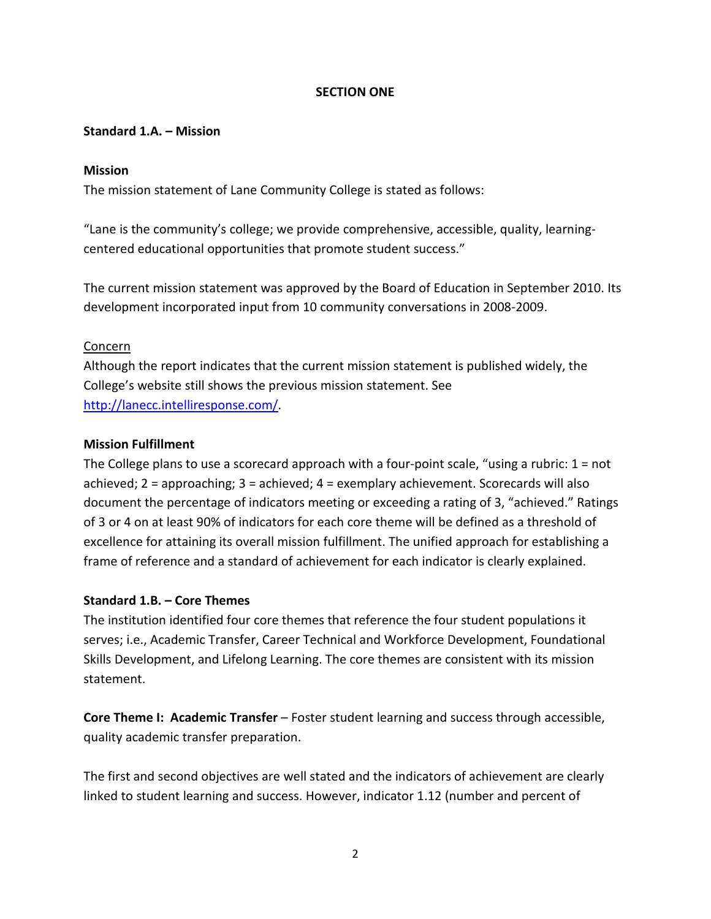**SECTION ONE**

**Standard 1.A. – Mission**

**Mission**

The mission statement of Lane Community College is stated as follows:

"Lane is the community's college; we provide comprehensive, accessible, quality, learning-centered educational opportunities that promote student success."

The current mission statement was approved by the Board of Education in September 2010. Its development incorporated input from 10 community conversations in 2008-2009.

Concern

Although the report indicates that the current mission statement is published widely, the College's website still shows the previous mission statement. See [http://lanecc.intelliresponse.com/](http://lanecc.intelliresponse.com/).

**Mission Fulfillment**

The College plans to use a scorecard approach with a four-point scale, "using a rubric: 1 = not achieved; 2 = approaching; 3 = achieved; 4 = exemplary achievement. Scorecards will also document the percentage of indicators meeting or exceeding a rating of 3, "achieved." Ratings of 3 or 4 on at least 90% of indicators for each core theme will be defined as a threshold of excellence for attaining its overall mission fulfillment. The unified approach for establishing a frame of reference and a standard of achievement for each indicator is clearly explained.

**Standard 1.B. – Core Themes**

The institution identified four core themes that reference the four student populations it serves; i.e., Academic Transfer, Career Technical and Workforce Development, Foundational Skills Development, and Lifelong Learning. The core themes are consistent with its mission statement.

**Core Theme I: Academic Transfer** – Foster student learning and success through accessible, quality academic transfer preparation.

The first and second objectives are well stated and the indicators of achievement are clearly linked to student learning and success. However, indicator 1.12 (number and percent of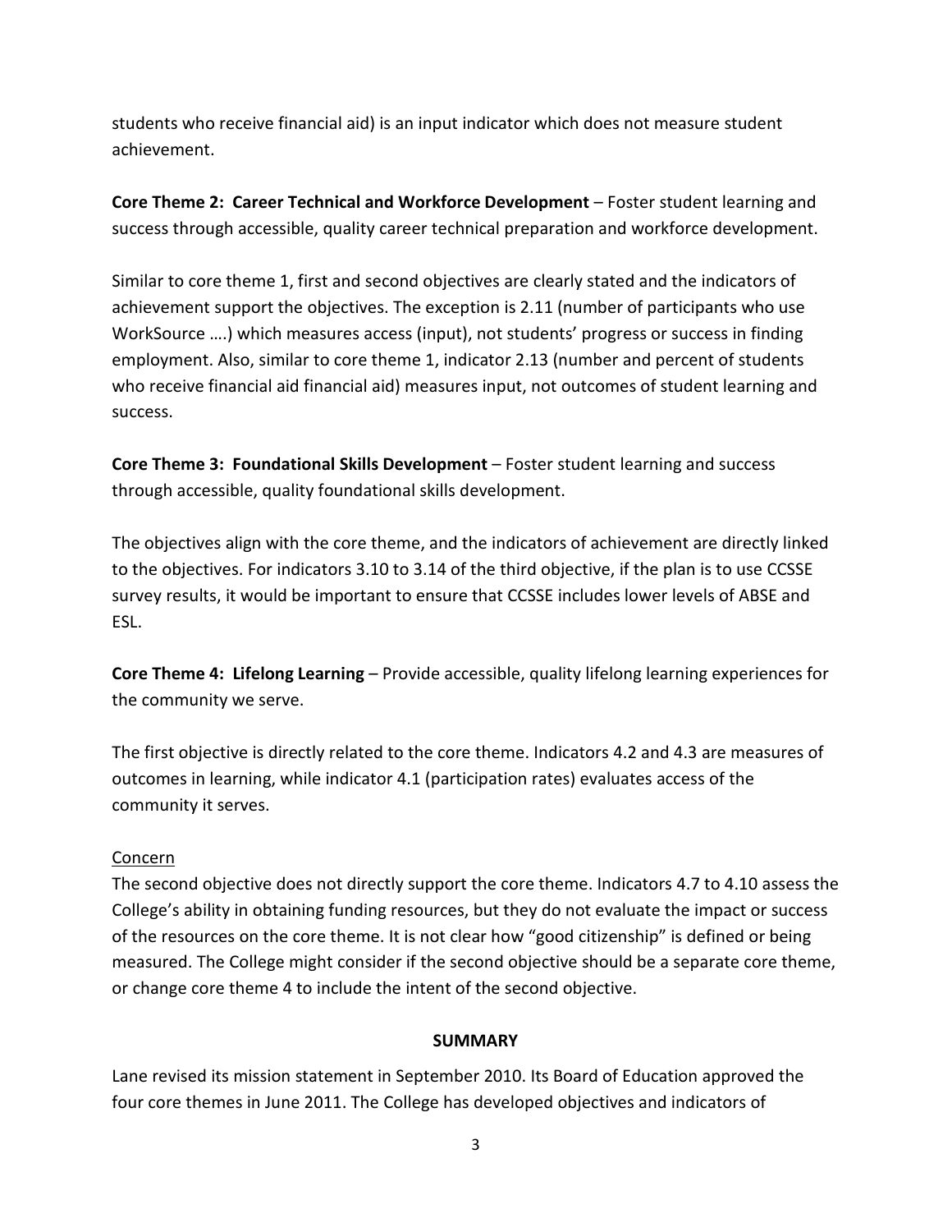students who receive financial aid) is an input indicator which does not measure student achievement.

**Core Theme 2: Career Technical and Workforce Development** – Foster student learning and success through accessible, quality career technical preparation and workforce development.

Similar to core theme 1, first and second objectives are clearly stated and the indicators of achievement support the objectives. The exception is 2.11 (number of participants who use WorkSource ….) which measures access (input), not students' progress or success in finding employment. Also, similar to core theme 1, indicator 2.13 (number and percent of students who receive financial aid financial aid) measures input, not outcomes of student learning and success.

**Core Theme 3: Foundational Skills Development** – Foster student learning and success through accessible, quality foundational skills development.

The objectives align with the core theme, and the indicators of achievement are directly linked to the objectives. For indicators 3.10 to 3.14 of the third objective, if the plan is to use CCSSE survey results, it would be important to ensure that CCSSE includes lower levels of ABSE and ESL.

**Core Theme 4: Lifelong Learning** – Provide accessible, quality lifelong learning experiences for the community we serve.

The first objective is directly related to the core theme. Indicators 4.2 and 4.3 are measures of outcomes in learning, while indicator 4.1 (participation rates) evaluates access of the community it serves.

Concern

The second objective does not directly support the core theme. Indicators 4.7 to 4.10 assess the College's ability in obtaining funding resources, but they do not evaluate the impact or success of the resources on the core theme. It is not clear how "good citizenship" is defined or being measured. The College might consider if the second objective should be a separate core theme, or change core theme 4 to include the intent of the second objective.

## SUMMARY

Lane revised its mission statement in September 2010. Its Board of Education approved the four core themes in June 2011. The College has developed objectives and indicators of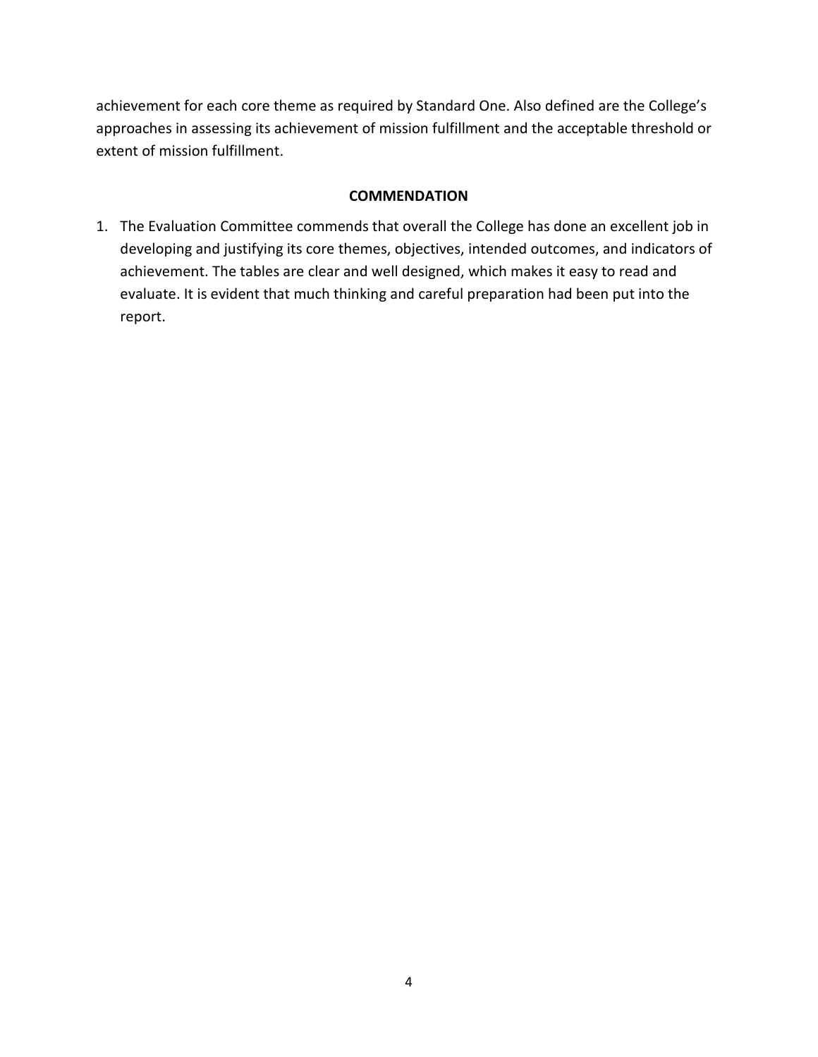achievement for each core theme as required by Standard One. Also defined are the College's approaches in assessing its achievement of mission fulfillment and the acceptable threshold or extent of mission fulfillment.

## COMMENDATION

1. The Evaluation Committee commends that overall the College has done an excellent job in developing and justifying its core themes, objectives, intended outcomes, and indicators of achievement. The tables are clear and well designed, which makes it easy to read and evaluate. It is evident that much thinking and careful preparation had been put into the report.